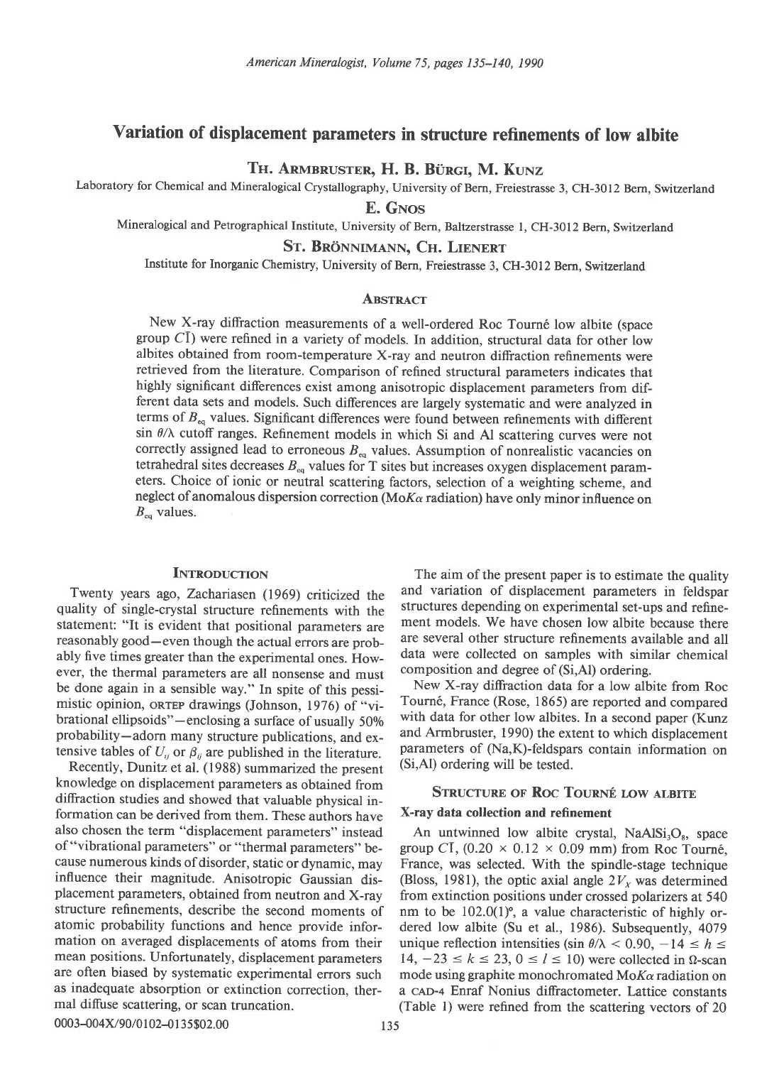# Variation of displacement parameters in structure refinements of low albite

**Th. Armbruster, H. B. Bürgi, M. Kunz**

Laboratory for Chemical and Mineralogical Crystallography, University of Bern, Freiestrasse 3, CH-3012 Bern, Switzerland

**E. Gnos**

Mineralogical and Petrographical Institute, University of Bern, Baltzerstrasse 1, CH-3012 Bern, Switzerland

**St. Brönnimann, Ch. Lienert**

Institute for Inorganic Chemistry, University of Bern, Freiestrasse 3, CH-3012 Bern, Switzerland

## Abstract

New X-ray diffraction measurements of a well-ordered Roc Tourné low albite (space group $C\bar{1}$) were refined in a variety of models. In addition, structural data for other low albites obtained from room-temperature X-ray and neutron diffraction refinements were retrieved from the literature. Comparison of refined structural parameters indicates that highly significant differences exist among anisotropic displacement parameters from different data sets and models. Such differences are largely systematic and were analyzed in terms of $B_{eq}$ values. Significant differences were found between refinements with different $\sin \theta/\lambda$ cutoff ranges. Refinement models in which Si and Al scattering curves were not correctly assigned lead to erroneous $B_{eq}$ values. Assumption of nonrealistic vacancies on tetrahedral sites decreases $B_{eq}$ values for T sites but increases oxygen displacement parameters. Choice of ionic or neutral scattering factors, selection of a weighting scheme, and neglect of anomalous dispersion correction (Mo$K\alpha$ radiation) have only minor influence on $B_{eq}$ values.

## Introduction

Twenty years ago, Zachariasen (1969) criticized the quality of single-crystal structure refinements with the statement: "It is evident that positional parameters are reasonably good—even though the actual errors are probably five times greater than the experimental ones. However, the thermal parameters are all nonsense and must be done again in a sensible way." In spite of this pessimistic opinion, ORTEP drawings (Johnson, 1976) of "vibrational ellipsoids"—enclosing a surface of usually 50% probability—adorn many structure publications, and extensive tables of $U_{ij}$ or $\beta_{ij}$ are published in the literature.

Recently, Dunitz et al. (1988) summarized the present knowledge on displacement parameters as obtained from diffraction studies and showed that valuable physical information can be derived from them. These authors have also chosen the term "displacement parameters" instead of "vibrational parameters" or "thermal parameters" because numerous kinds of disorder, static or dynamic, may influence their magnitude. Anisotropic Gaussian displacement parameters, obtained from neutron and X-ray structure refinements, describe the second moments of atomic probability functions and hence provide information on averaged displacements of atoms from their mean positions. Unfortunately, displacement parameters are often biased by systematic experimental errors such as inadequate absorption or extinction correction, thermal diffuse scattering, or scan truncation.

The aim of the present paper is to estimate the quality and variation of displacement parameters in feldspar structures depending on experimental set-ups and refinement models. We have chosen low albite because there are several other structure refinements available and all data were collected on samples with similar chemical composition and degree of (Si,Al) ordering.

New X-ray diffraction data for a low albite from Roc Tourné, France (Rose, 1865) are reported and compared with data for other low albites. In a second paper (Kunz and Armbruster, 1990) the extent to which displacement parameters of (Na,K)-feldspars contain information on (Si,Al) ordering will be tested.

## Structure of Roc Tourné low albite

### X-ray data collection and refinement

An untwinned low albite crystal, $NaAlSi_3O_8$, space group $C\bar{1}$, (0.20 × 0.12 × 0.09 mm) from Roc Tourné, France, was selected. With the spindle-stage technique (Bloss, 1981), the optic axial angle $2V_X$ was determined from extinction positions under crossed polarizers at 540 nm to be 102.0(1)°, a value characteristic of highly ordered low albite (Su et al., 1986). Subsequently, 4079 unique reflection intensities ($\sin \theta/\lambda < 0.90$, $-14 \leq h \leq 14$, $-23 \leq k \leq 23$, $0 \leq l \leq 10$) were collected in Ω-scan mode using graphite monochromated Mo$K\alpha$ radiation on a CAD-4 Enraf Nonius diffractometer. Lattice constants (Table 1) were refined from the scattering vectors of 20

0003-004X/90/0102-0135$02.00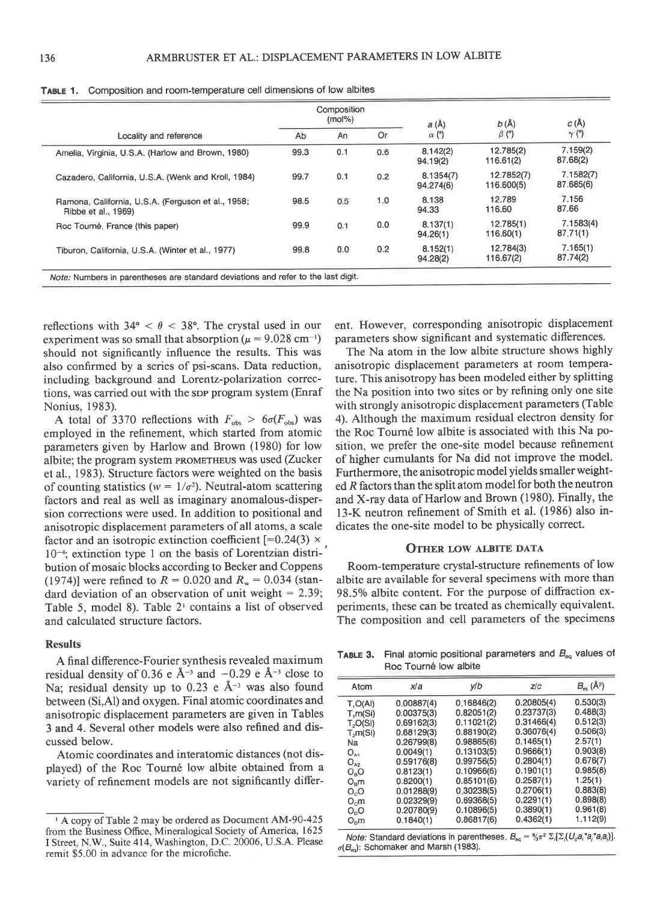**Table 1.** Composition and room-temperature cell dimensions of low albites

| Locality and reference | Composition (mol%) Ab | An | Or | $a$ (Å) $\alpha$ (°) | $b$ (Å) $\beta$ (°) | $c$ (Å) $\gamma$ (°) |
|---|---|---|---|---|---|---|
| Amelia, Virginia, U.S.A. (Harlow and Brown, 1980) | 99.3 | 0.1 | 0.6 | 8.142(2) 94.19(2) | 12.785(2) 116.61(2) | 7.159(2) 87.68(2) |
| Cazadero, California, U.S.A. (Wenk and Kroll, 1984) | 99.7 | 0.1 | 0.2 | 8.1354(7) 94.274(6) | 12.7852(7) 116.600(5) | 7.1582(7) 87.685(6) |
| Ramona, California, U.S.A. (Ferguson et al., 1958; Ribbe et al., 1969) | 98.5 | 0.5 | 1.0 | 8.138 94.33 | 12.789 116.60 | 7.156 87.66 |
| Roc Tourné, France (this paper) | 99.9 | 0.1 | 0.0 | 8.137(1) 94.26(1) | 12.785(1) 116.60(1) | 7.1583(4) 87.71(1) |
| Tiburon, California, U.S.A. (Winter et al., 1977) | 99.8 | 0.0 | 0.2 | 8.152(1) 94.28(2) | 12.784(3) 116.67(2) | 7.165(1) 87.74(2) |

*Note:* Numbers in parentheses are standard deviations and refer to the last digit.

reflections with $34° < \theta < 38°$. The crystal used in our experiment was so small that absorption ($\mu = 9.028$ cm$^{-1}$) should not significantly influence the results. This was also confirmed by a series of psi-scans. Data reduction, including background and Lorentz-polarization corrections, was carried out with the SDP program system (Enraf Nonius, 1983).

A total of 3370 reflections with $F_{obs} > 6\sigma(F_{obs})$ was employed in the refinement, which started from atomic parameters given by Harlow and Brown (1980) for low albite; the program system PROMETHEUS was used (Zucker et al., 1983). Structure factors were weighted on the basis of counting statistics ($w = 1/\sigma^2$). Neutral-atom scattering factors and real as well as imaginary anomalous-dispersion corrections were used. In addition to positional and anisotropic displacement parameters of all atoms, a scale factor and an isotropic extinction coefficient [$=0.24(3) \times 10^{-4}$; extinction type 1 on the basis of Lorentzian distribution of mosaic blocks according to Becker and Coppens (1974)] were refined to $R = 0.020$ and $R_w = 0.034$ (standard deviation of an observation of unit weight = 2.39; Table 5, model 8). Table 2[1] contains a list of observed and calculated structure factors.

## Results

A final difference-Fourier synthesis revealed maximum residual density of 0.36 e Å$^{-3}$ and $-0.29$ e Å$^{-3}$ close to Na; residual density up to 0.23 e Å$^{-3}$ was also found between (Si,Al) and oxygen. Final atomic coordinates and anisotropic displacement parameters are given in Tables 3 and 4. Several other models were also refined and discussed below.

Atomic coordinates and interatomic distances (not displayed) of the Roc Tourné low albite obtained from a variety of refinement models are not significantly different. However, corresponding anisotropic displacement parameters show significant and systematic differences.

The Na atom in the low albite structure shows highly anisotropic displacement parameters at room temperature. This anisotropy has been modeled either by splitting the Na position into two sites or by refining only one site with strongly anisotropic displacement parameters (Table 4). Although the maximum residual electron density for the Roc Tourné low albite is associated with this Na position, we prefer the one-site model because refinement of higher cumulants for Na did not improve the model. Furthermore, the anisotropic model yields smaller weighted R factors than the split atom model for both the neutron and X-ray data of Harlow and Brown (1980). Finally, the 13-K neutron refinement of Smith et al. (1986) also indicates the one-site model to be physically correct.

## Other low albite data

Room-temperature crystal-structure refinements of low albite are available for several specimens with more than 98.5% albite content. For the purpose of diffraction experiments, these can be treated as chemically equivalent. The composition and cell parameters of the specimens

**Table 3.** Final atomic positional parameters and $B_{eq}$ values of Roc Tourné low albite

| Atom | $x/a$ | $y/b$ | $z/c$ | $B_{eq}$ (Å$^2$) |
|---|---|---|---|---|
| $T_1O$(Al) | 0.00887(4) | 0.16846(2) | 0.20805(4) | 0.530(3) |
| $T_1m$(Si) | 0.00375(3) | 0.82051(2) | 0.23737(3) | 0.488(3) |
| $T_2O$(Si) | 0.69162(3) | 0.11021(2) | 0.31466(4) | 0.512(3) |
| $T_2m$(Si) | 0.68129(3) | 0.88190(2) | 0.36076(4) | 0.506(3) |
| Na | 0.26799(8) | 0.98865(6) | 0.1465(1) | 2.57(1) |
| $O_{A1}$ | 0.0049(1) | 0.13103(5) | 0.9666(1) | 0.903(8) |
| $O_{A2}$ | 0.59176(8) | 0.99756(5) | 0.2804(1) | 0.676(7) |
| $O_BO$ | 0.8123(1) | 0.10966(6) | 0.1901(1) | 0.985(8) |
| $O_Bm$ | 0.8200(1) | 0.85101(6) | 0.2587(1) | 1.25(1) |
| $O_CO$ | 0.01288(9) | 0.30238(5) | 0.2706(1) | 0.883(8) |
| $O_Cm$ | 0.02329(9) | 0.69368(5) | 0.2291(1) | 0.898(8) |
| $O_DO$ | 0.20780(9) | 0.10896(5) | 0.3890(1) | 0.961(8) |
| $O_Dm$ | 0.1840(1) | 0.86817(6) | 0.4362(1) | 1.112(9) |

*Note:* Standard deviations in parentheses. $B_{eq} = \frac{4}{3}\pi^2 \sum_i[\sum_j(U_{ij}a_i^*a_j^*a_ia_j)]$. $\sigma(B_{eq})$: Schomaker and Marsh (1983).

[1] A copy of Table 2 may be ordered as Document AM-90-425 from the Business Office, Mineralogical Society of America, 1625 I Street, N.W., Suite 414, Washington, D.C. 20006, U.S.A. Please remit $5.00 in advance for the microfiche.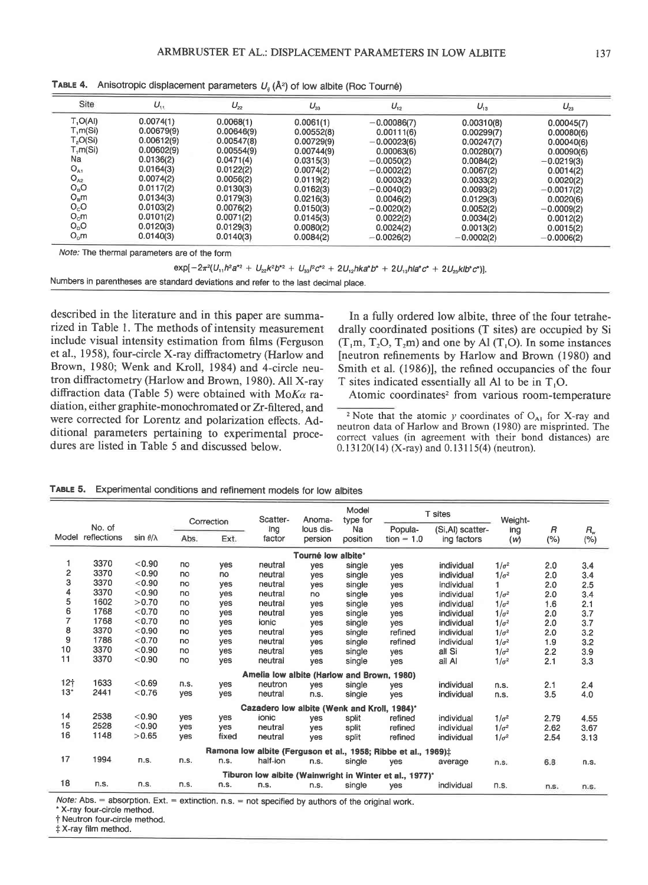**TABLE 4.** Anisotropic displacement parameters $U_{ij}$ (Å$^2$) of low albite (Roc Tourné)

| Site | $U_{11}$ | $U_{22}$ | $U_{33}$ | $U_{12}$ | $U_{13}$ | $U_{23}$ |
|---|---|---|---|---|---|---|
| $T_1O$(Al) | 0.0074(1) | 0.0068(1) | 0.0061(1) | −0.00086(7) | 0.00310(8) | 0.00045(7) |
| $T_1m$(Si) | 0.00679(9) | 0.00646(9) | 0.00552(8) | 0.00111(6) | 0.00299(7) | 0.00080(6) |
| $T_2O$(Si) | 0.00612(9) | 0.00547(8) | 0.00729(9) | −0.00023(6) | 0.00247(7) | 0.00040(6) |
| $T_1m$(Si) | 0.00602(9) | 0.00554(9) | 0.00744(9) | 0.00063(6) | 0.00280(7) | 0.00090(6) |
| Na | 0.0136(2) | 0.0471(4) | 0.0315(3) | −0.0050(2) | 0.0084(2) | −0.0219(3) |
| $O_{A1}$ | 0.0164(3) | 0.0122(2) | 0.0074(2) | −0.0002(2) | 0.0067(2) | 0.0014(2) |
| $O_{A2}$ | 0.0074(2) | 0.0056(2) | 0.0119(2) | 0.0003(2) | 0.0033(2) | 0.0020(2) |
| $O_BO$ | 0.0117(2) | 0.0130(3) | 0.0162(3) | −0.0040(2) | 0.0093(2) | −0.0017(2) |
| $O_Bm$ | 0.0134(3) | 0.0179(3) | 0.0216(3) | 0.0046(2) | 0.0129(3) | 0.0020(6) |
| $O_CO$ | 0.0103(2) | 0.0076(2) | 0.0150(3) | −0.0020(2) | 0.0052(2) | −0.0009(2) |
| $O_Cm$ | 0.0101(2) | 0.0071(2) | 0.0145(3) | 0.0022(2) | 0.0034(2) | 0.0012(2) |
| $O_DO$ | 0.0120(3) | 0.0129(3) | 0.0080(2) | 0.0024(2) | 0.0013(2) | 0.0015(2) |
| $O_Dm$ | 0.0140(3) | 0.0140(3) | 0.0084(2) | −0.0026(2) | −0.0002(2) | −0.0006(2) |

*Note:* The thermal parameters are of the form

$$\exp[-2\pi^2(U_{11}h^2a^{*2} + U_{22}k^2b^{*2} + U_{33}l^2c^{*2} + 2U_{12}hka^*b^* + 2U_{13}hla^*c^* + 2U_{23}klb^*c^*)].$$

Numbers in parentheses are standard deviations and refer to the last decimal place.

described in the literature and in this paper are summarized in Table 1. The methods of intensity measurement include visual intensity estimation from films (Ferguson et al., 1958), four-circle X-ray diffractometry (Harlow and Brown, 1980; Wenk and Kroll, 1984) and 4-circle neutron diffractometry (Harlow and Brown, 1980). All X-ray diffraction data (Table 5) were obtained with Mo$K\alpha$ radiation, either graphite-monochromated or Zr-filtered, and were corrected for Lorentz and polarization effects. Additional parameters pertaining to experimental procedures are listed in Table 5 and discussed below.

In a fully ordered low albite, three of the four tetrahedrally coordinated positions (T sites) are occupied by Si ($T_1m$, $T_2O$, $T_2m$) and one by Al ($T_1O$). In some instances [neutron refinements by Harlow and Brown (1980) and Smith et al. (1986)], the refined occupancies of the four T sites indicated essentially all Al to be in $T_1O$.

Atomic coordinates[2] from various room-temperature

[2] Note that the atomic $y$ coordinates of $O_{A1}$ for X-ray and neutron data of Harlow and Brown (1980) are misprinted. The correct values (in agreement with their bond distances) are 0.13120(14) (X-ray) and 0.13115(4) (neutron).

**TABLE 5.** Experimental conditions and refinement models for low albites

| Model | No. of reflections | sin θ/λ | Correction: Abs. | Correction: Ext. | Scattering factor | Anomalous dispersion | Model type for Na position | T sites: Population = 1.0 | T sites: (Si,Al) scattering factors | Weighting (w) | R (%) | $R_w$ (%) |
|---|---|---|---|---|---|---|---|---|---|---|---|---|
| | | | | | **Tourné low albite*** | | | | | | | |
| 1 | 3370 | <0.90 | no | yes | neutral | yes | single | yes | individual | $1/\sigma^2$ | 2.0 | 3.4 |
| 2 | 3370 | <0.90 | no | no | neutral | yes | single | yes | individual | $1/\sigma^2$ | 2.0 | 3.4 |
| 3 | 3370 | <0.90 | no | yes | neutral | yes | single | yes | individual | 1 | 2.0 | 2.5 |
| 4 | 3370 | <0.90 | no | yes | neutral | no | single | yes | individual | $1/\sigma^2$ | 2.0 | 3.4 |
| 5 | 1602 | >0.70 | no | yes | neutral | yes | single | yes | individual | $1/\sigma^2$ | 1.6 | 2.1 |
| 6 | 1768 | <0.70 | no | yes | neutral | yes | single | yes | individual | $1/\sigma^2$ | 2.0 | 3.7 |
| 7 | 1768 | <0.70 | no | yes | ionic | yes | single | yes | individual | $1/\sigma^2$ | 2.0 | 3.7 |
| 8 | 3370 | <0.90 | no | yes | neutral | yes | single | refined | individual | $1/\sigma^2$ | 2.0 | 3.2 |
| 9 | 1786 | <0.70 | no | yes | neutral | yes | single | refined | individual | $1/\sigma^2$ | 1.9 | 3.2 |
| 10 | 3370 | <0.90 | no | yes | neutral | yes | single | yes | all Si | $1/\sigma^2$ | 2.2 | 3.9 |
| 11 | 3370 | <0.90 | no | yes | neutral | yes | single | yes | all Al | $1/\sigma^2$ | 2.1 | 3.3 |
| | | | | | **Amelia low albite (Harlow and Brown, 1980)** | | | | | | | |
| 12† | 1633 | <0.69 | n.s. | yes | neutron | yes | single | yes | individual | n.s. | 2.1 | 2.4 |
| 13* | 2441 | <0.76 | yes | yes | neutral | n.s. | single | yes | individual | n.s. | 3.5 | 4.0 |
| | | | | | **Cazadero low albite (Wenk and Kroll, 1984)*** | | | | | | | |
| 14 | 2538 | <0.90 | yes | yes | ionic | yes | split | refined | individual | $1/\sigma^2$ | 2.79 | 4.55 |
| 15 | 2528 | <0.90 | yes | yes | neutral | yes | split | refined | individual | $1/\sigma^2$ | 2.62 | 3.67 |
| 16 | 1148 | >0.65 | yes | fixed | neutral | yes | split | refined | individual | $1/\sigma^2$ | 2.54 | 3.13 |
| | | | | | **Ramona low albite (Ferguson et al., 1958; Ribbe et al., 1969)‡** | | | | | | | |
| 17 | 1994 | n.s. | n.s. | n.s. | half-ion | n.s. | single | yes | average | n.s. | 6.8 | n.s. |
| | | | | | **Tiburon low albite (Wainwright in Winter et al., 1977)*** | | | | | | | |
| 18 | n.s. | n.s. | n.s. | n.s. | n.s. | n.s. | single | yes | individual | n.s. | n.s. | n.s. |

*Note:* Abs. = absorption. Ext. = extinction. n.s. = not specified by authors of the original work.

\* X-ray four-circle method.

† Neutron four-circle method.

‡ X-ray film method.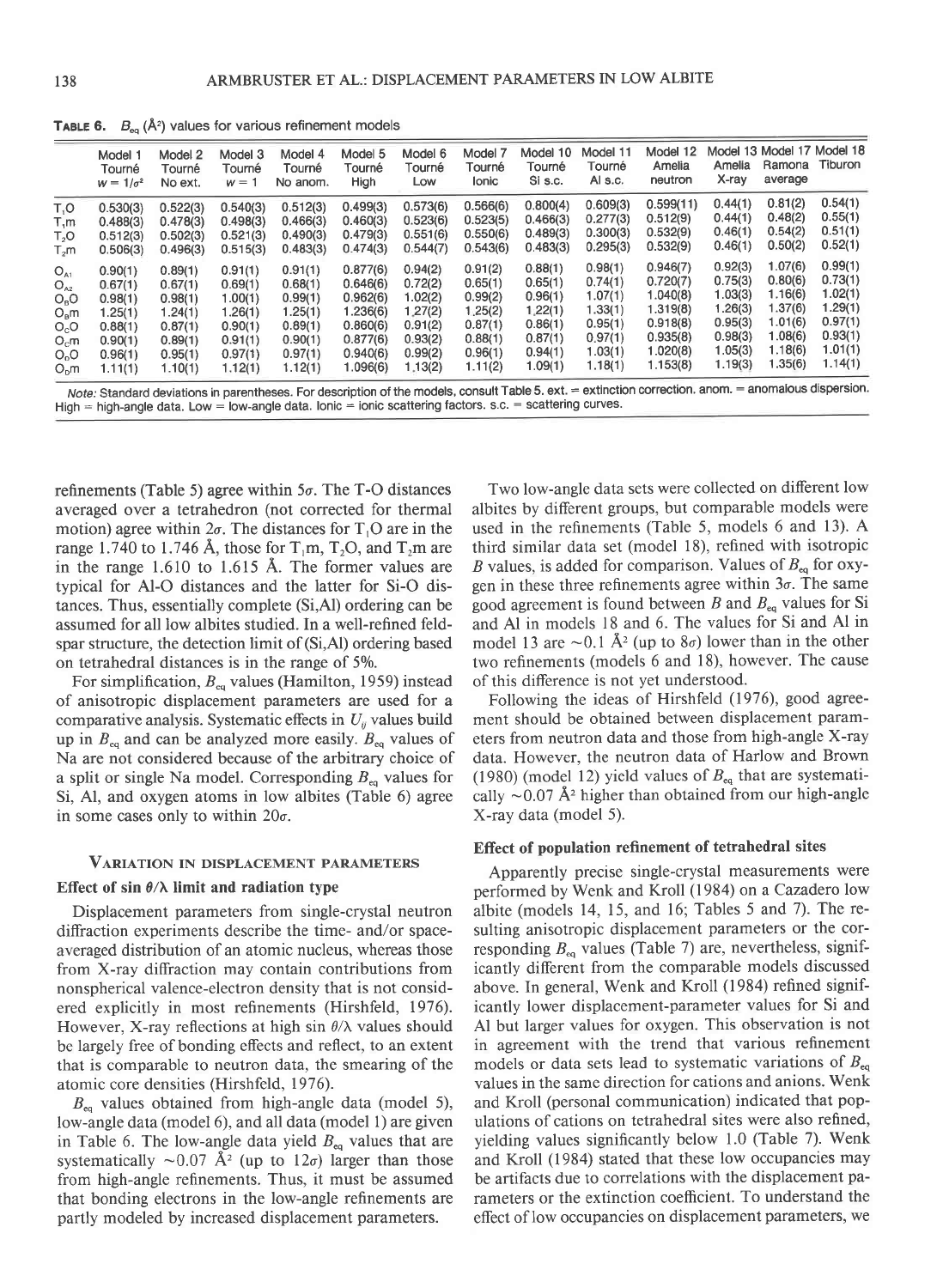**TABLE 6.** $B_{eq}$ (Å$^2$) values for various refinement models

| | Model 1 Tourné $w = 1/\sigma^2$ | Model 2 Tourné No ext. | Model 3 Tourné $w = 1$ | Model 4 Tourné No anom. | Model 5 Tourné High | Model 6 Tourné Low | Model 7 Tourné Ionic | Model 10 Tourné Si s.c. | Model 11 Tourné Al s.c. | Model 12 Amelia neutron | Model 13 Amelia X-ray | Model 17 Ramona average | Model 18 Tiburon |
|---|---|---|---|---|---|---|---|---|---|---|---|---|---|
| $T_1O$ | 0.530(3) | 0.522(3) | 0.540(3) | 0.512(3) | 0.499(3) | 0.573(6) | 0.566(6) | 0.800(4) | 0.609(3) | 0.599(11) | 0.44(1) | 0.81(2) | 0.54(1) |
| $T_1m$ | 0.488(3) | 0.478(3) | 0.498(3) | 0.466(3) | 0.460(3) | 0.523(6) | 0.523(5) | 0.466(3) | 0.277(3) | 0.512(9) | 0.44(1) | 0.48(2) | 0.55(1) |
| $T_2O$ | 0.512(3) | 0.502(3) | 0.521(3) | 0.490(3) | 0.479(3) | 0.551(6) | 0.550(6) | 0.489(3) | 0.300(3) | 0.532(9) | 0.46(1) | 0.54(2) | 0.51(1) |
| $T_2m$ | 0.506(3) | 0.496(3) | 0.515(3) | 0.483(3) | 0.474(3) | 0.544(7) | 0.543(6) | 0.483(3) | 0.295(3) | 0.532(9) | 0.46(1) | 0.50(2) | 0.52(1) |
| $O_{A1}$ | 0.90(1) | 0.89(1) | 0.91(1) | 0.91(1) | 0.877(6) | 0.94(2) | 0.91(2) | 0.88(1) | 0.98(1) | 0.946(7) | 0.92(3) | 1.07(6) | 0.99(1) |
| $O_{A2}$ | 0.67(1) | 0.67(1) | 0.69(1) | 0.68(1) | 0.646(6) | 0.72(2) | 0.65(1) | 0.65(1) | 0.74(1) | 0.720(7) | 0.75(3) | 0.80(6) | 0.73(1) |
| $O_BO$ | 0.98(1) | 0.98(1) | 1.00(1) | 0.99(1) | 0.962(6) | 1.02(2) | 0.99(2) | 0.96(1) | 1.07(1) | 1.040(8) | 1.03(3) | 1.16(6) | 1.02(1) |
| $O_Bm$ | 1.25(1) | 1.24(1) | 1.26(1) | 1.25(1) | 1.236(6) | 1.27(2) | 1.25(2) | 1.22(1) | 1.33(1) | 1.319(8) | 1.26(3) | 1.37(6) | 1.29(1) |
| $O_CO$ | 0.88(1) | 0.87(1) | 0.90(1) | 0.89(1) | 0.860(6) | 0.91(2) | 0.87(1) | 0.86(1) | 0.95(1) | 0.918(8) | 0.95(3) | 1.01(6) | 0.97(1) |
| $O_Cm$ | 0.90(1) | 0.89(1) | 0.91(1) | 0.90(1) | 0.877(6) | 0.93(2) | 0.88(1) | 0.87(1) | 0.97(1) | 0.935(8) | 0.98(3) | 1.08(6) | 0.93(1) |
| $O_DO$ | 0.96(1) | 0.95(1) | 0.97(1) | 0.97(1) | 0.940(6) | 0.99(2) | 0.96(1) | 0.94(1) | 1.03(1) | 1.020(8) | 1.05(3) | 1.18(6) | 1.01(1) |
| $O_Dm$ | 1.11(1) | 1.10(1) | 1.12(1) | 1.12(1) | 1.096(6) | 1.13(2) | 1.11(2) | 1.09(1) | 1.18(1) | 1.153(8) | 1.19(3) | 1.35(6) | 1.14(1) |

*Note:* Standard deviations in parentheses. For description of the models, consult Table 5. ext. = extinction correction. anom. = anomalous dispersion. High = high-angle data. Low = low-angle data. Ionic = ionic scattering factors. s.c. = scattering curves.

refinements (Table 5) agree within $5\sigma$. The T-O distances averaged over a tetrahedron (not corrected for thermal motion) agree within $2\sigma$. The distances for $T_1O$ are in the range 1.740 to 1.746 Å, those for $T_1m$, $T_2O$, and $T_2m$ are in the range 1.610 to 1.615 Å. The former values are typical for Al-O distances and the latter for Si-O distances. Thus, essentially complete (Si,Al) ordering can be assumed for all low albites studied. In a well-refined feldspar structure, the detection limit of (Si,Al) ordering based on tetrahedral distances is in the range of 5%.

For simplification, $B_{eq}$ values (Hamilton, 1959) instead of anisotropic displacement parameters are used for a comparative analysis. Systematic effects in $U_{ij}$ values build up in $B_{eq}$ and can be analyzed more easily. $B_{eq}$ values of Na are not considered because of the arbitrary choice of a split or single Na model. Corresponding $B_{eq}$ values for Si, Al, and oxygen atoms in low albites (Table 6) agree in some cases only to within $20\sigma$.

## VARIATION IN DISPLACEMENT PARAMETERS

### Effect of sin θ/λ limit and radiation type

Displacement parameters from single-crystal neutron diffraction experiments describe the time- and/or space-averaged distribution of an atomic nucleus, whereas those from X-ray diffraction may contain contributions from nonspherical valence-electron density that is not considered explicitly in most refinements (Hirshfeld, 1976). However, X-ray reflections at high $\sin \theta/\lambda$ values should be largely free of bonding effects and reflect, to an extent that is comparable to neutron data, the smearing of the atomic core densities (Hirshfeld, 1976).

$B_{eq}$ values obtained from high-angle data (model 5), low-angle data (model 6), and all data (model 1) are given in Table 6. The low-angle data yield $B_{eq}$ values that are systematically ~0.07 Å$^2$ (up to $12\sigma$) larger than those from high-angle refinements. Thus, it must be assumed that bonding electrons in the low-angle refinements are partly modeled by increased displacement parameters.

Two low-angle data sets were collected on different low albites by different groups, but comparable models were used in the refinements (Table 5, models 6 and 13). A third similar data set (model 18), refined with isotropic $B$ values, is added for comparison. Values of $B_{eq}$ for oxygen in these three refinements agree within $3\sigma$. The same good agreement is found between $B$ and $B_{eq}$ values for Si and Al in models 18 and 6. The values for Si and Al in model 13 are ~0.1 Å$^2$ (up to $8\sigma$) lower than in the other two refinements (models 6 and 18), however. The cause of this difference is not yet understood.

Following the ideas of Hirshfeld (1976), good agreement should be obtained between displacement parameters from neutron data and those from high-angle X-ray data. However, the neutron data of Harlow and Brown (1980) (model 12) yield values of $B_{eq}$ that are systematically ~0.07 Å$^2$ higher than obtained from our high-angle X-ray data (model 5).

### Effect of population refinement of tetrahedral sites

Apparently precise single-crystal measurements were performed by Wenk and Kroll (1984) on a Cazadero low albite (models 14, 15, and 16; Tables 5 and 7). The resulting anisotropic displacement parameters or the corresponding $B_{eq}$ values (Table 7) are, nevertheless, significantly different from the comparable models discussed above. In general, Wenk and Kroll (1984) refined significantly lower displacement-parameter values for Si and Al but larger values for oxygen. This observation is not in agreement with the trend that various refinement models or data sets lead to systematic variations of $B_{eq}$ values in the same direction for cations and anions. Wenk and Kroll (personal communication) indicated that populations of cations on tetrahedral sites were also refined, yielding values significantly below 1.0 (Table 7). Wenk and Kroll (1984) stated that these low occupancies may be artifacts due to correlations with the displacement parameters or the extinction coefficient. To understand the effect of low occupancies on displacement parameters, we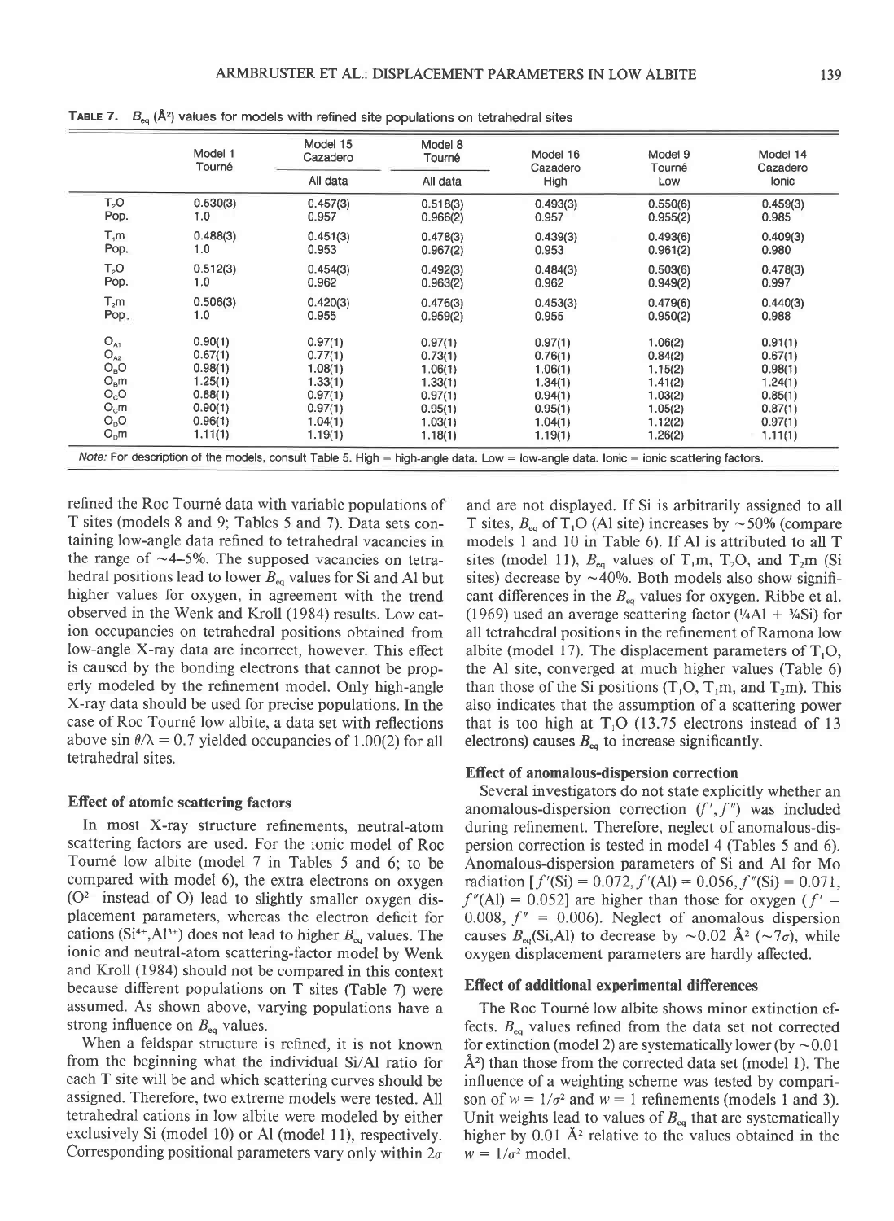**TABLE 7.** $B_{eq}$ (Å$^2$) values for models with refined site populations on tetrahedral sites

| | Model 1 Tourné | Model 15 Cazadero | Model 8 Tourné | Model 16 Cazadero | Model 9 Tourné | Model 14 Cazadero |
|---|---|---|---|---|---|---|
| | | All data | All data | High | Low | Ionic |
| $T_1O$ | 0.530(3) | 0.457(3) | 0.518(3) | 0.493(3) | 0.550(6) | 0.459(3) |
| Pop. | 1.0 | 0.957 | 0.966(2) | 0.957 | 0.955(2) | 0.985 |
| $T_1m$ | 0.488(3) | 0.451(3) | 0.478(3) | 0.439(3) | 0.493(6) | 0.409(3) |
| Pop. | 1.0 | 0.953 | 0.967(2) | 0.953 | 0.961(2) | 0.980 |
| $T_2O$ | 0.512(3) | 0.454(3) | 0.492(3) | 0.484(3) | 0.503(6) | 0.478(3) |
| Pop. | 1.0 | 0.962 | 0.963(2) | 0.962 | 0.949(2) | 0.997 |
| $T_2m$ | 0.506(3) | 0.420(3) | 0.476(3) | 0.453(3) | 0.479(6) | 0.440(3) |
| Pop. | 1.0 | 0.955 | 0.959(2) | 0.955 | 0.950(2) | 0.988 |
| $O_{A1}$ | 0.90(1) | 0.97(1) | 0.97(1) | 0.97(1) | 1.06(2) | 0.91(1) |
| $O_{A2}$ | 0.67(1) | 0.77(1) | 0.73(1) | 0.76(1) | 0.84(2) | 0.67(1) |
| $O_BO$ | 0.98(1) | 1.08(1) | 1.06(1) | 1.06(1) | 1.15(2) | 0.98(1) |
| $O_Bm$ | 1.25(1) | 1.33(1) | 1.33(1) | 1.34(1) | 1.41(2) | 1.24(1) |
| $O_CO$ | 0.88(1) | 0.97(1) | 0.97(1) | 0.94(1) | 1.03(2) | 0.85(1) |
| $O_Cm$ | 0.90(1) | 0.97(1) | 0.95(1) | 0.95(1) | 1.05(2) | 0.87(1) |
| $O_DO$ | 0.96(1) | 1.04(1) | 1.03(1) | 1.04(1) | 1.12(2) | 0.97(1) |
| $O_Dm$ | 1.11(1) | 1.19(1) | 1.18(1) | 1.19(1) | 1.26(2) | 1.11(1) |

*Note:* For description of the models, consult Table 5. High = high-angle data. Low = low-angle data. Ionic = ionic scattering factors.

refined the Roc Tourné data with variable populations of T sites (models 8 and 9; Tables 5 and 7). Data sets containing low-angle data refined to tetrahedral vacancies in the range of ~4–5%. The supposed vacancies on tetrahedral positions lead to lower $B_{eq}$ values for Si and Al but higher values for oxygen, in agreement with the trend observed in the Wenk and Kroll (1984) results. Low cation occupancies on tetrahedral positions obtained from low-angle X-ray data are incorrect, however. This effect is caused by the bonding electrons that cannot be properly modeled by the refinement model. Only high-angle X-ray data should be used for precise populations. In the case of Roc Tourné low albite, a data set with reflections above $\sin\theta/\lambda = 0.7$ yielded occupancies of 1.00(2) for all tetrahedral sites.

### Effect of atomic scattering factors

In most X-ray structure refinements, neutral-atom scattering factors are used. For the ionic model of Roc Tourné low albite (model 7 in Tables 5 and 6; to be compared with model 6), the extra electrons on oxygen ($O^{2-}$ instead of O) lead to slightly smaller oxygen displacement parameters, whereas the electron deficit for cations ($Si^{4+}$,$Al^{3+}$) does not lead to higher $B_{eq}$ values. The ionic and neutral-atom scattering-factor model by Wenk and Kroll (1984) should not be compared in this context because different populations on T sites (Table 7) were assumed. As shown above, varying populations have a strong influence on $B_{eq}$ values.

When a feldspar structure is refined, it is not known from the beginning what the individual Si/Al ratio for each T site will be and which scattering curves should be assigned. Therefore, two extreme models were tested. All tetrahedral cations in low albite were modeled by either exclusively Si (model 10) or Al (model 11), respectively. Corresponding positional parameters vary only within 2$\sigma$ and are not displayed. If Si is arbitrarily assigned to all T sites, $B_{eq}$ of $T_1O$ (Al site) increases by ~50% (compare models 1 and 10 in Table 6). If Al is attributed to all T sites (model 11), $B_{eq}$ values of $T_1m$, $T_2O$, and $T_2m$ (Si sites) decrease by ~40%. Both models also show significant differences in the $B_{eq}$ values for oxygen. Ribbe et al. (1969) used an average scattering factor (¼Al + ¾Si) for all tetrahedral positions in the refinement of Ramona low albite (model 17). The displacement parameters of $T_1O$, the Al site, converged at much higher values (Table 6) than those of the Si positions ($T_1O$, $T_1m$, and $T_2m$). This also indicates that the assumption of a scattering power that is too high at $T_1O$ (13.75 electrons instead of 13 electrons) causes $B_{eq}$ to increase significantly.

### Effect of anomalous-dispersion correction

Several investigators do not state explicitly whether an anomalous-dispersion correction ($f'$,$f''$) was included during refinement. Therefore, neglect of anomalous-dispersion correction is tested in model 4 (Tables 5 and 6). Anomalous-dispersion parameters of Si and Al for Mo radiation [$f'(Si) = 0.072$, $f'(Al) = 0.056$, $f''(Si) = 0.071$, $f''(Al) = 0.052$] are higher than those for oxygen ($f' = 0.008$, $f'' = 0.006$). Neglect of anomalous dispersion causes $B_{eq}$(Si,Al) to decrease by ~0.02 Å$^2$ (~7$\sigma$), while oxygen displacement parameters are hardly affected.

### Effect of additional experimental differences

The Roc Tourné low albite shows minor extinction effects. $B_{eq}$ values refined from the data set not corrected for extinction (model 2) are systematically lower (by ~0.01 Å$^2$) than those from the corrected data set (model 1). The influence of a weighting scheme was tested by comparison of $w = 1/\sigma^2$ and $w = 1$ refinements (models 1 and 3). Unit weights lead to values of $B_{eq}$ that are systematically higher by 0.01 Å$^2$ relative to the values obtained in the $w = 1/\sigma^2$ model.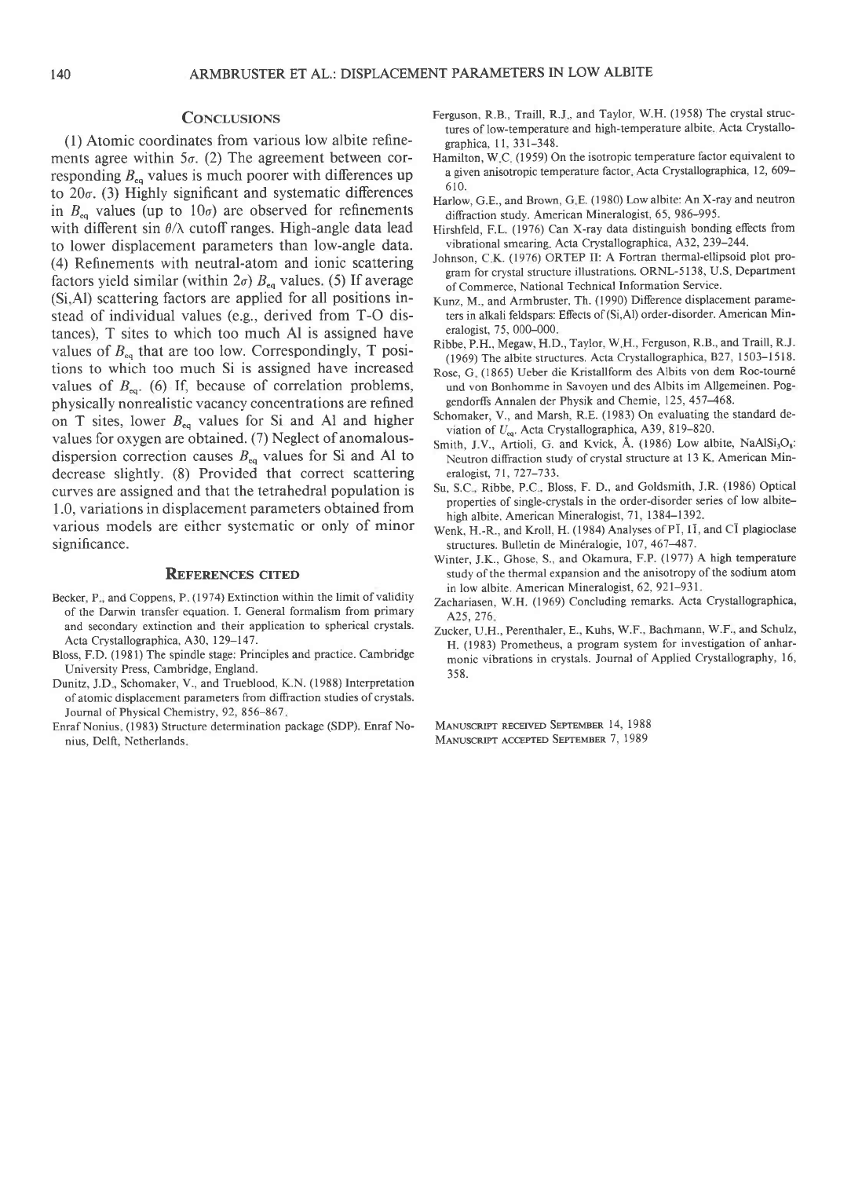## Conclusions

(1) Atomic coordinates from various low albite refinements agree within $5\sigma$. (2) The agreement between corresponding $B_{eq}$ values is much poorer with differences up to $20\sigma$. (3) Highly significant and systematic differences in $B_{eq}$ values (up to $10\sigma$) are observed for refinements with different $\sin \theta/\lambda$ cutoff ranges. High-angle data lead to lower displacement parameters than low-angle data. (4) Refinements with neutral-atom and ionic scattering factors yield similar (within $2\sigma$) $B_{eq}$ values. (5) If average (Si,Al) scattering factors are applied for all positions instead of individual values (e.g., derived from T-O distances), T sites to which too much Al is assigned have values of $B_{eq}$ that are too low. Correspondingly, T positions to which too much Si is assigned have increased values of $B_{eq}$. (6) If, because of correlation problems, physically nonrealistic vacancy concentrations are refined on T sites, lower $B_{eq}$ values for Si and Al and higher values for oxygen are obtained. (7) Neglect of anomalous-dispersion correction causes $B_{eq}$ values for Si and Al to decrease slightly. (8) Provided that correct scattering curves are assigned and that the tetrahedral population is 1.0, variations in displacement parameters obtained from various models are either systematic or only of minor significance.

## References cited

Becker, P., and Coppens, P. (1974) Extinction within the limit of validity of the Darwin transfer equation. I. General formalism from primary and secondary extinction and their application to spherical crystals. Acta Crystallographica, A30, 129–147.

Bloss, F.D. (1981) The spindle stage: Principles and practice. Cambridge University Press, Cambridge, England.

Dunitz, J.D., Schomaker, V., and Trueblood, K.N. (1988) Interpretation of atomic displacement parameters from diffraction studies of crystals. Journal of Physical Chemistry, 92, 856–867.

Enraf Nonius. (1983) Structure determination package (SDP). Enraf Nonius, Delft, Netherlands.

Ferguson, R.B., Traill, R.J., and Taylor, W.H. (1958) The crystal structures of low-temperature and high-temperature albite. Acta Crystallographica, 11, 331–348.

Hamilton, W.C. (1959) On the isotropic temperature factor equivalent to a given anisotropic temperature factor. Acta Crystallographica, 12, 609–610.

Harlow, G.E., and Brown, G.E. (1980) Low albite: An X-ray and neutron diffraction study. American Mineralogist, 65, 986–995.

Hirshfeld, F.L. (1976) Can X-ray data distinguish bonding effects from vibrational smearing. Acta Crystallographica, A32, 239–244.

Johnson, C.K. (1976) ORTEP II: A Fortran thermal-ellipsoid plot program for crystal structure illustrations. ORNL-5138, U.S. Department of Commerce, National Technical Information Service.

Kunz, M., and Armbruster, Th. (1990) Difference displacement parameters in alkali feldspars: Effects of (Si,Al) order-disorder. American Mineralogist, 75, 000–000.

Ribbe, P.H., Megaw, H.D., Taylor, W.H., Ferguson, R.B., and Traill, R.J. (1969) The albite structures. Acta Crystallographica, B27, 1503–1518.

Rose, G. (1865) Ueber die Kristallform des Albits von dem Roc-tourné und von Bonhomme in Savoyen und des Albits im Allgemeinen. Poggendorffs Annalen der Physik und Chemie, 125, 457–468.

Schomaker, V., and Marsh, R.E. (1983) On evaluating the standard deviation of $U_{eq}$. Acta Crystallographica, A39, 819–820.

Smith, J.V., Artioli, G. and Kvick, Å. (1986) Low albite, $NaAlSi_3O_8$: Neutron diffraction study of crystal structure at 13 K. American Mineralogist, 71, 727–733.

Su, S.C., Ribbe, P.C., Bloss, F. D., and Goldsmith, J.R. (1986) Optical properties of single-crystals in the order-disorder series of low albite–high albite. American Mineralogist, 71, 1384–1392.

Wenk, H.-R., and Kroll, H. (1984) Analyses of $P\bar{1}$, $I\bar{1}$, and $C\bar{1}$ plagioclase structures. Bulletin de Minéralogie, 107, 467–487.

Winter, J.K., Ghose, S., and Okamura, F.P. (1977) A high temperature study of the thermal expansion and the anisotropy of the sodium atom in low albite. American Mineralogist, 62, 921–931.

Zachariasen, W.H. (1969) Concluding remarks. Acta Crystallographica, A25, 276.

Zucker, U.H., Perenthaler, E., Kuhs, W.F., Bachmann, W.F., and Schulz, H. (1983) Prometheus, a program system for investigation of anharmonic vibrations in crystals. Journal of Applied Crystallography, 16, 358.

Manuscript received September 14, 1988
Manuscript accepted September 7, 1989